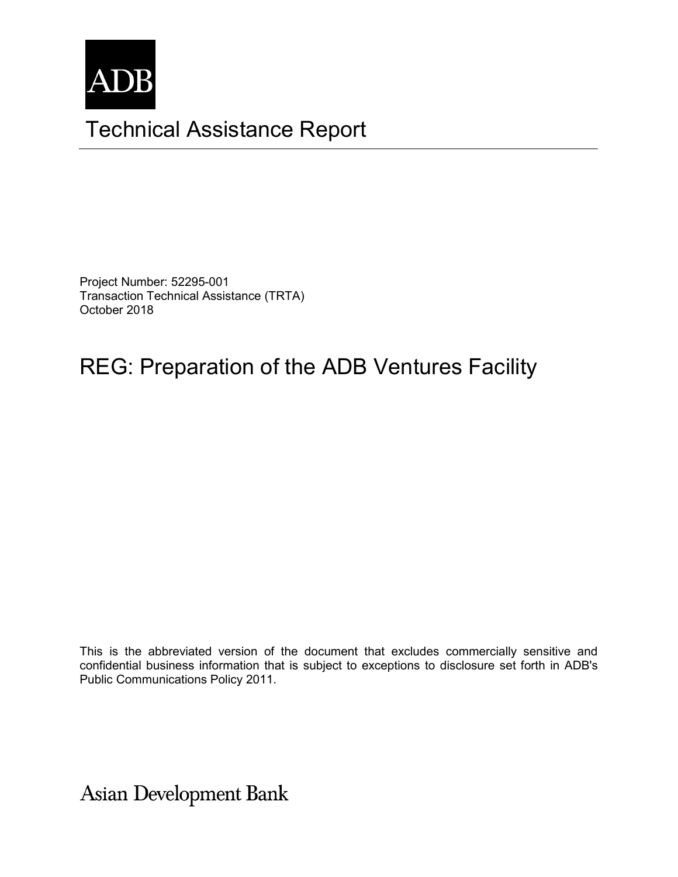ADB

# Technical Assistance Report

Project Number: 52295-001
Transaction Technical Assistance (TRTA)
October 2018

## REG: Preparation of the ADB Ventures Facility

This is the abbreviated version of the document that excludes commercially sensitive and confidential business information that is subject to exceptions to disclosure set forth in ADB's Public Communications Policy 2011.

Asian Development Bank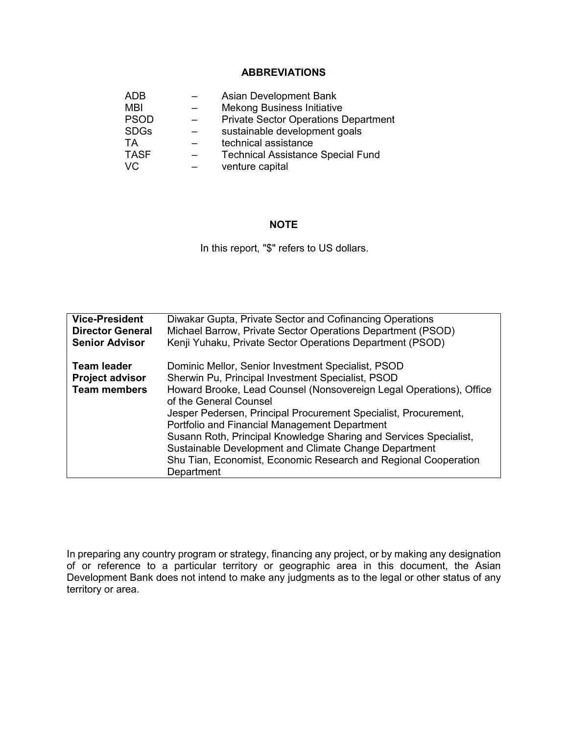## ABBREVIATIONS

| | | |
|---|---|---|
| ADB | – | Asian Development Bank |
| MBI | – | Mekong Business Initiative |
| PSOD | – | Private Sector Operations Department |
| SDGs | – | sustainable development goals |
| TA | – | technical assistance |
| TASF | – | Technical Assistance Special Fund |
| VC | – | venture capital |

## NOTE

In this report, "$" refers to US dollars.

| | |
|---|---|
| **Vice-President** | Diwakar Gupta, Private Sector and Cofinancing Operations |
| **Director General** | Michael Barrow, Private Sector Operations Department (PSOD) |
| **Senior Advisor** | Kenji Yuhaku, Private Sector Operations Department (PSOD) |
| | |
| **Team leader** | Dominic Mellor, Senior Investment Specialist, PSOD |
| **Project advisor** | Sherwin Pu, Principal Investment Specialist, PSOD |
| **Team members** | Howard Brooke, Lead Counsel (Nonsovereign Legal Operations), Office of the General Counsel |
| | Jesper Pedersen, Principal Procurement Specialist, Procurement, Portfolio and Financial Management Department |
| | Susann Roth, Principal Knowledge Sharing and Services Specialist, Sustainable Development and Climate Change Department |
| | Shu Tian, Economist, Economic Research and Regional Cooperation Department |

In preparing any country program or strategy, financing any project, or by making any designation of or reference to a particular territory or geographic area in this document, the Asian Development Bank does not intend to make any judgments as to the legal or other status of any territory or area.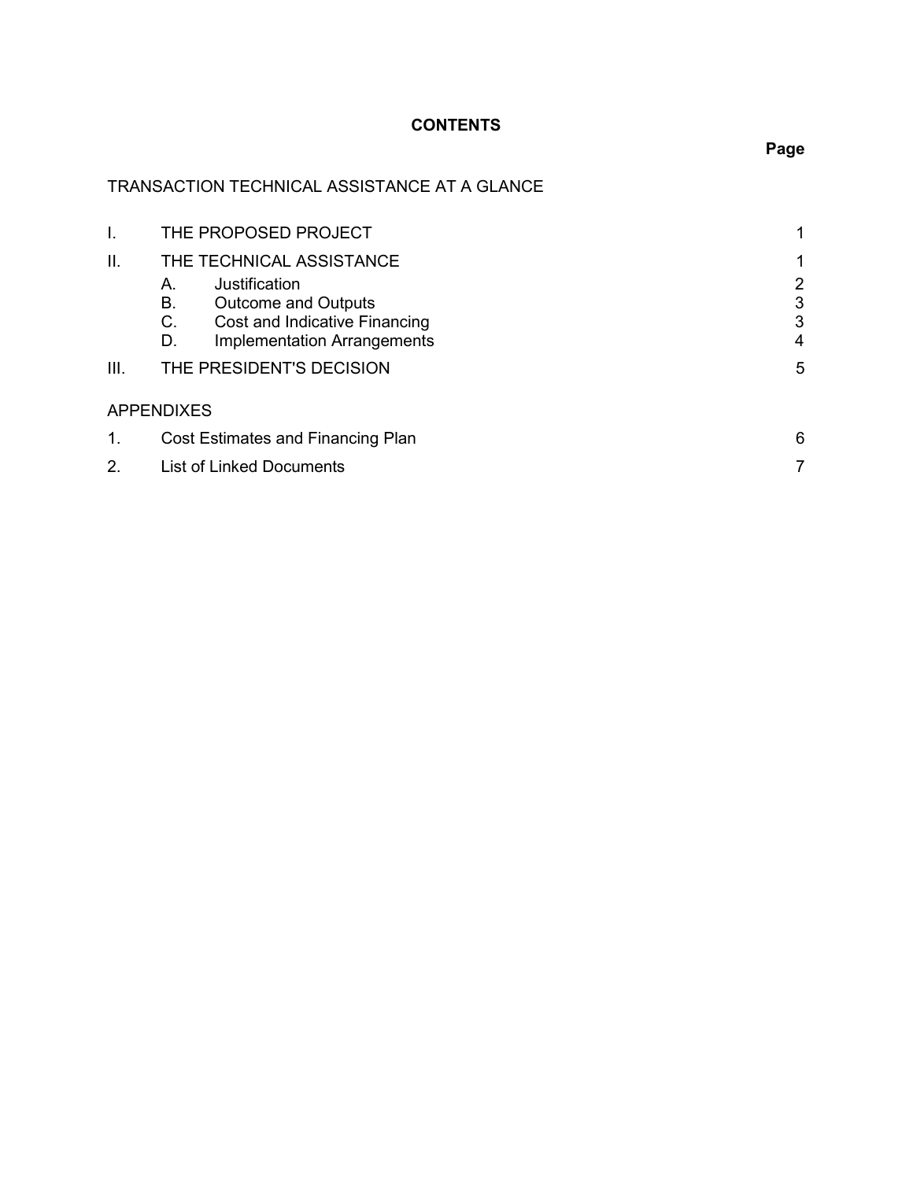# CONTENTS

| | | Page |
|---|---|---|
| TRANSACTION TECHNICAL ASSISTANCE AT A GLANCE | | |
| I. | THE PROPOSED PROJECT | 1 |
| II. | THE TECHNICAL ASSISTANCE | 1 |
| | A. Justification | 2 |
| | B. Outcome and Outputs | 3 |
| | C. Cost and Indicative Financing | 3 |
| | D. Implementation Arrangements | 4 |
| III. | THE PRESIDENT'S DECISION | 5 |

APPENDIXES

| | | |
|---|---|---|
| 1. | Cost Estimates and Financing Plan | 6 |
| 2. | List of Linked Documents | 7 |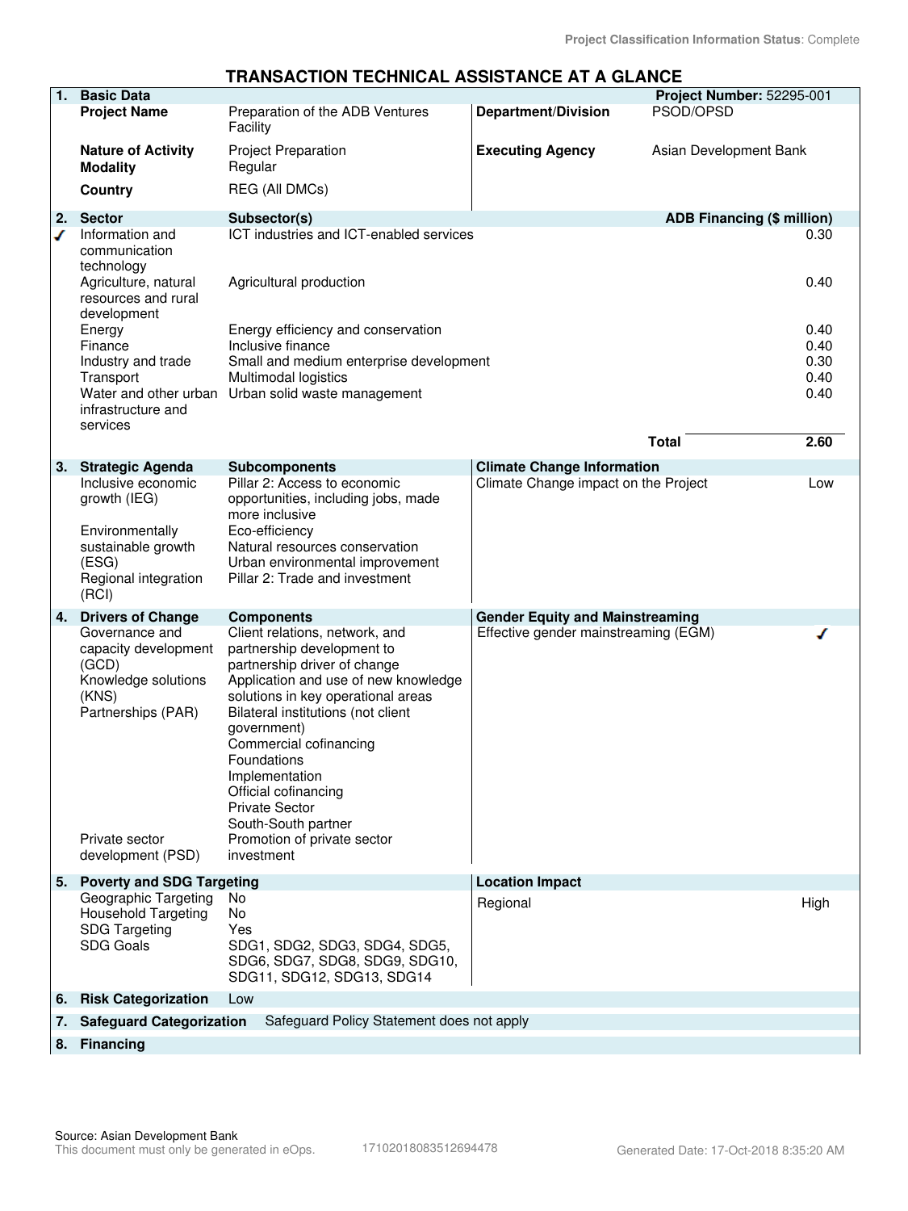Project Classification Information Status: Complete

# TRANSACTION TECHNICAL ASSISTANCE AT A GLANCE

| 1. | Basic Data | | | Project Number: 52295-001 |
|---|---|---|---|---|
| | Project Name | Preparation of the ADB Ventures Facility | Department/Division | PSOD/OPSD |
| | Nature of Activity | Project Preparation | Executing Agency | Asian Development Bank |
| | Modality | Regular | | |
| | Country | REG (All DMCs) | | |

| 2. | Sector | Subsector(s) | ADB Financing ($ million) |
|---|---|---|---|
| ✓ | Information and communication technology | ICT industries and ICT-enabled services | 0.30 |
| | Agriculture, natural resources and rural development | Agricultural production | 0.40 |
| | Energy | Energy efficiency and conservation | 0.40 |
| | Finance | Inclusive finance | 0.40 |
| | Industry and trade | Small and medium enterprise development | 0.30 |
| | Transport | Multimodal logistics | 0.40 |
| | Water and other urban infrastructure and services | Urban solid waste management | 0.40 |
| | | Total | 2.60 |

| 3. | Strategic Agenda | Subcomponents | Climate Change Information | |
|---|---|---|---|---|
| | Inclusive economic growth (IEG) | Pillar 2: Access to economic opportunities, including jobs, made more inclusive | Climate Change impact on the Project | Low |
| | Environmentally sustainable growth (ESG) | Eco-efficiency<br>Natural resources conservation<br>Urban environmental improvement | | |
| | Regional integration (RCI) | Pillar 2: Trade and investment | | |

| 4. | Drivers of Change | Components | Gender Equity and Mainstreaming | |
|---|---|---|---|---|
| | Governance and capacity development (GCD) | Client relations, network, and partnership development to partnership driver of change | Effective gender mainstreaming (EGM) | ✓ |
| | Knowledge solutions (KNS) | Application and use of new knowledge solutions in key operational areas | | |
| | Partnerships (PAR) | Bilateral institutions (not client government)<br>Commercial cofinancing<br>Foundations<br>Implementation<br>Official cofinancing<br>Private Sector<br>South-South partner | | |
| | Private sector development (PSD) | Promotion of private sector investment | | |

| 5. | Poverty and SDG Targeting | | Location Impact | |
|---|---|---|---|---|
| | Geographic Targeting | No | Regional | High |
| | Household Targeting | No | | |
| | SDG Targeting | Yes | | |
| | SDG Goals | SDG1, SDG2, SDG3, SDG4, SDG5, SDG6, SDG7, SDG8, SDG9, SDG10, SDG11, SDG12, SDG13, SDG14 | | |

| 6. | Risk Categorization | Low |
|---|---|---|
| 7. | Safeguard Categorization | Safeguard Policy Statement does not apply |
| 8. | Financing | |

Source: Asian Development Bank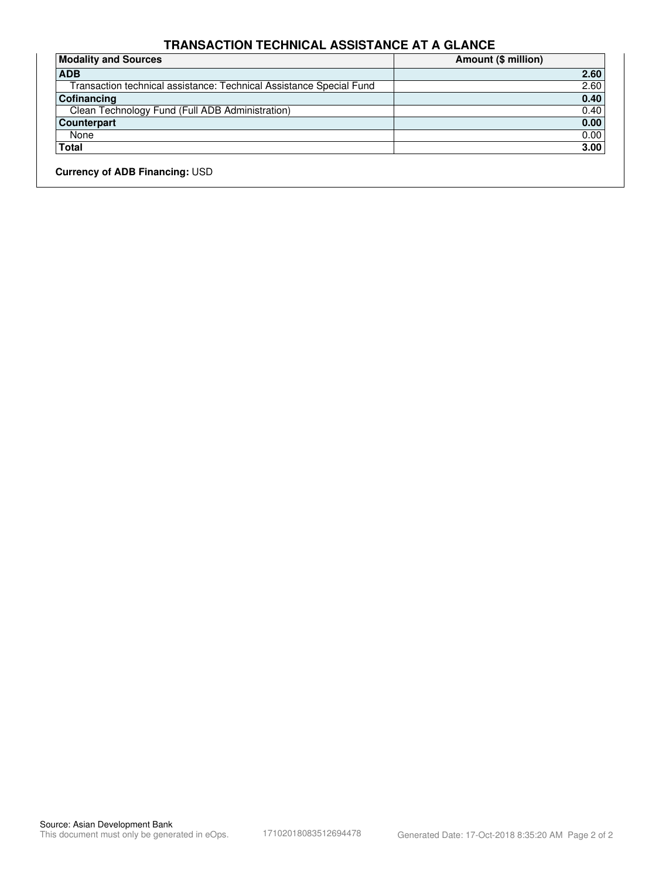## TRANSACTION TECHNICAL ASSISTANCE AT A GLANCE

| Modality and Sources | Amount ($ million) |
|---|---|
| **ADB** | **2.60** |
| Transaction technical assistance: Technical Assistance Special Fund | 2.60 |
| **Cofinancing** | **0.40** |
| Clean Technology Fund (Full ADB Administration) | 0.40 |
| **Counterpart** | **0.00** |
| None | 0.00 |
| **Total** | **3.00** |

**Currency of ADB Financing:** USD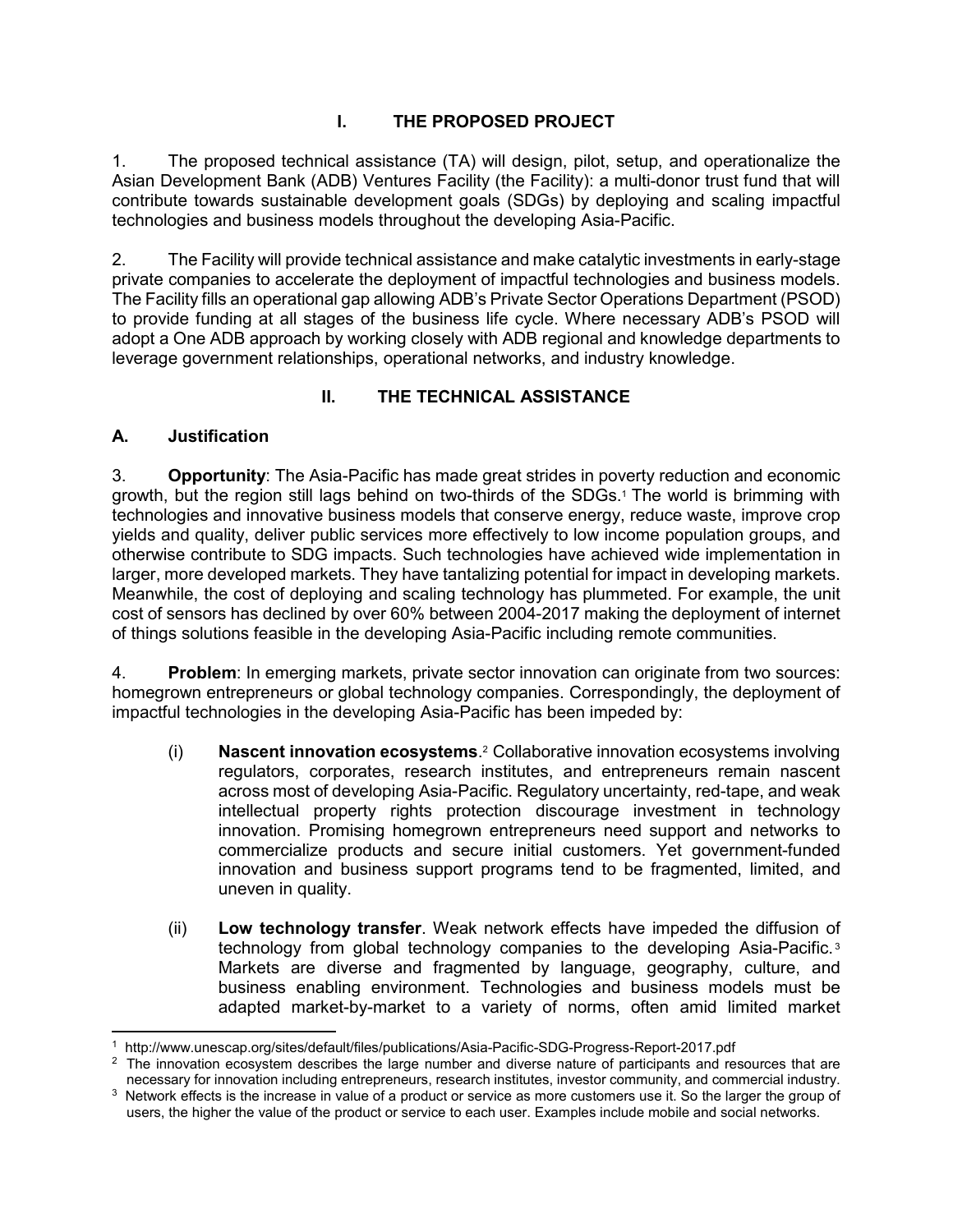## I. THE PROPOSED PROJECT

1. The proposed technical assistance (TA) will design, pilot, setup, and operationalize the Asian Development Bank (ADB) Ventures Facility (the Facility): a multi-donor trust fund that will contribute towards sustainable development goals (SDGs) by deploying and scaling impactful technologies and business models throughout the developing Asia-Pacific.

2. The Facility will provide technical assistance and make catalytic investments in early-stage private companies to accelerate the deployment of impactful technologies and business models. The Facility fills an operational gap allowing ADB's Private Sector Operations Department (PSOD) to provide funding at all stages of the business life cycle. Where necessary ADB's PSOD will adopt a One ADB approach by working closely with ADB regional and knowledge departments to leverage government relationships, operational networks, and industry knowledge.

## II. THE TECHNICAL ASSISTANCE

### A. Justification

3. **Opportunity**: The Asia-Pacific has made great strides in poverty reduction and economic growth, but the region still lags behind on two-thirds of the SDGs.[1] The world is brimming with technologies and innovative business models that conserve energy, reduce waste, improve crop yields and quality, deliver public services more effectively to low income population groups, and otherwise contribute to SDG impacts. Such technologies have achieved wide implementation in larger, more developed markets. They have tantalizing potential for impact in developing markets. Meanwhile, the cost of deploying and scaling technology has plummeted. For example, the unit cost of sensors has declined by over 60% between 2004-2017 making the deployment of internet of things solutions feasible in the developing Asia-Pacific including remote communities.

4. **Problem**: In emerging markets, private sector innovation can originate from two sources: homegrown entrepreneurs or global technology companies. Correspondingly, the deployment of impactful technologies in the developing Asia-Pacific has been impeded by:

(i) **Nascent innovation ecosystems**.[2] Collaborative innovation ecosystems involving regulators, corporates, research institutes, and entrepreneurs remain nascent across most of developing Asia-Pacific. Regulatory uncertainty, red-tape, and weak intellectual property rights protection discourage investment in technology innovation. Promising homegrown entrepreneurs need support and networks to commercialize products and secure initial customers. Yet government-funded innovation and business support programs tend to be fragmented, limited, and uneven in quality.

(ii) **Low technology transfer**. Weak network effects have impeded the diffusion of technology from global technology companies to the developing Asia-Pacific.[3] Markets are diverse and fragmented by language, geography, culture, and business enabling environment. Technologies and business models must be adapted market-by-market to a variety of norms, often amid limited market

---

[1] http://www.unescap.org/sites/default/files/publications/Asia-Pacific-SDG-Progress-Report-2017.pdf

[2] The innovation ecosystem describes the large number and diverse nature of participants and resources that are necessary for innovation including entrepreneurs, research institutes, investor community, and commercial industry.

[3] Network effects is the increase in value of a product or service as more customers use it. So the larger the group of users, the higher the value of the product or service to each user. Examples include mobile and social networks.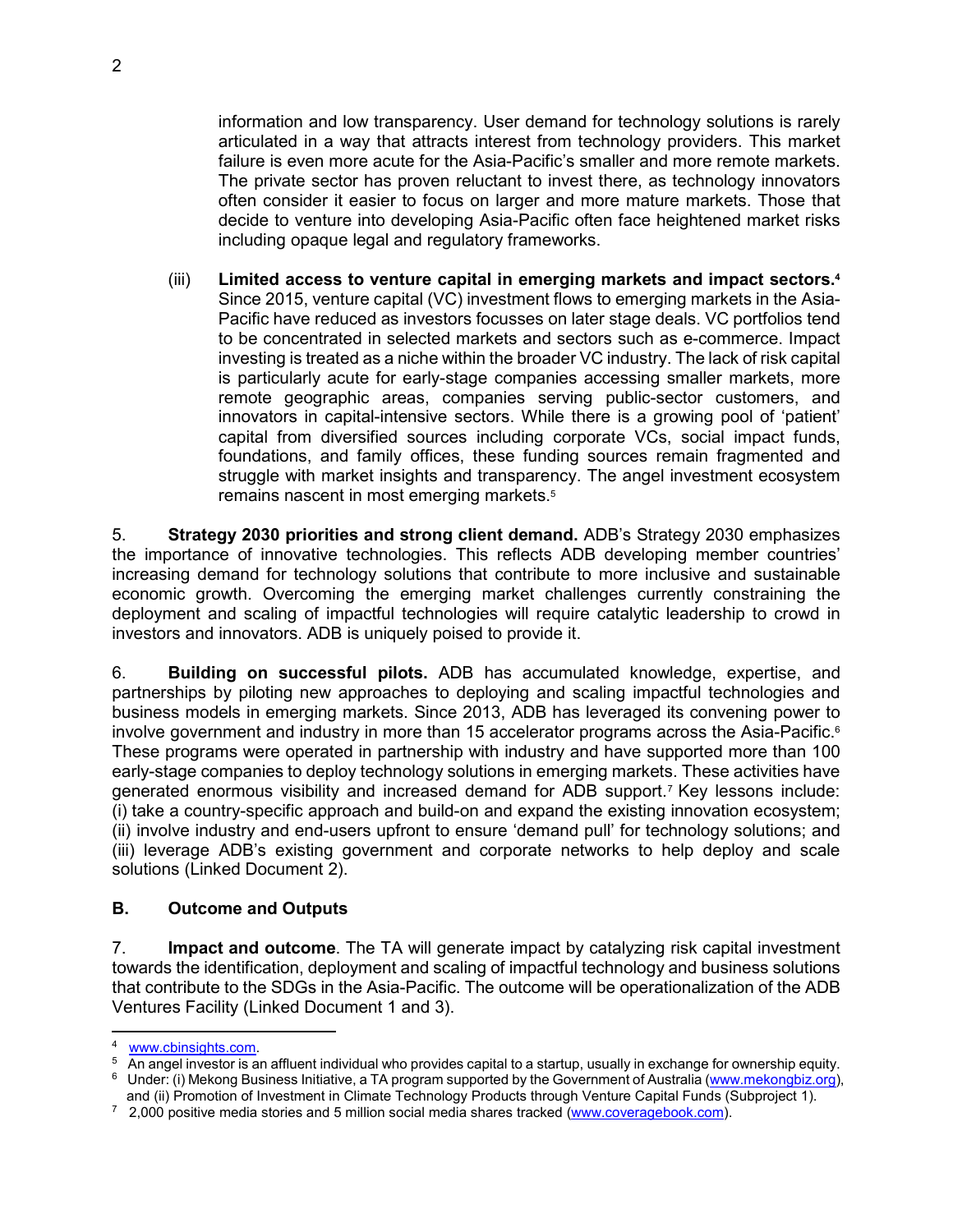information and low transparency. User demand for technology solutions is rarely articulated in a way that attracts interest from technology providers. This market failure is even more acute for the Asia-Pacific's smaller and more remote markets. The private sector has proven reluctant to invest there, as technology innovators often consider it easier to focus on larger and more mature markets. Those that decide to venture into developing Asia-Pacific often face heightened market risks including opaque legal and regulatory frameworks.

(iii) **Limited access to venture capital in emerging markets and impact sectors.**[4] Since 2015, venture capital (VC) investment flows to emerging markets in the Asia-Pacific have reduced as investors focusses on later stage deals. VC portfolios tend to be concentrated in selected markets and sectors such as e-commerce. Impact investing is treated as a niche within the broader VC industry. The lack of risk capital is particularly acute for early-stage companies accessing smaller markets, more remote geographic areas, companies serving public-sector customers, and innovators in capital-intensive sectors. While there is a growing pool of 'patient' capital from diversified sources including corporate VCs, social impact funds, foundations, and family offices, these funding sources remain fragmented and struggle with market insights and transparency. The angel investment ecosystem remains nascent in most emerging markets.[5]

5. **Strategy 2030 priorities and strong client demand.** ADB's Strategy 2030 emphasizes the importance of innovative technologies. This reflects ADB developing member countries' increasing demand for technology solutions that contribute to more inclusive and sustainable economic growth. Overcoming the emerging market challenges currently constraining the deployment and scaling of impactful technologies will require catalytic leadership to crowd in investors and innovators. ADB is uniquely poised to provide it.

6. **Building on successful pilots.** ADB has accumulated knowledge, expertise, and partnerships by piloting new approaches to deploying and scaling impactful technologies and business models in emerging markets. Since 2013, ADB has leveraged its convening power to involve government and industry in more than 15 accelerator programs across the Asia-Pacific.[6] These programs were operated in partnership with industry and have supported more than 100 early-stage companies to deploy technology solutions in emerging markets. These activities have generated enormous visibility and increased demand for ADB support.[7] Key lessons include: (i) take a country-specific approach and build-on and expand the existing innovation ecosystem; (ii) involve industry and end-users upfront to ensure 'demand pull' for technology solutions; and (iii) leverage ADB's existing government and corporate networks to help deploy and scale solutions (Linked Document 2).

## B. Outcome and Outputs

7. **Impact and outcome**. The TA will generate impact by catalyzing risk capital investment towards the identification, deployment and scaling of impactful technology and business solutions that contribute to the SDGs in the Asia-Pacific. The outcome will be operationalization of the ADB Ventures Facility (Linked Document 1 and 3).

---

[4] www.cbinsights.com.

[5] An angel investor is an affluent individual who provides capital to a startup, usually in exchange for ownership equity.

[6] Under: (i) Mekong Business Initiative, a TA program supported by the Government of Australia (www.mekongbiz.org), and (ii) Promotion of Investment in Climate Technology Products through Venture Capital Funds (Subproject 1).

[7] 2,000 positive media stories and 5 million social media shares tracked (www.coveragebook.com).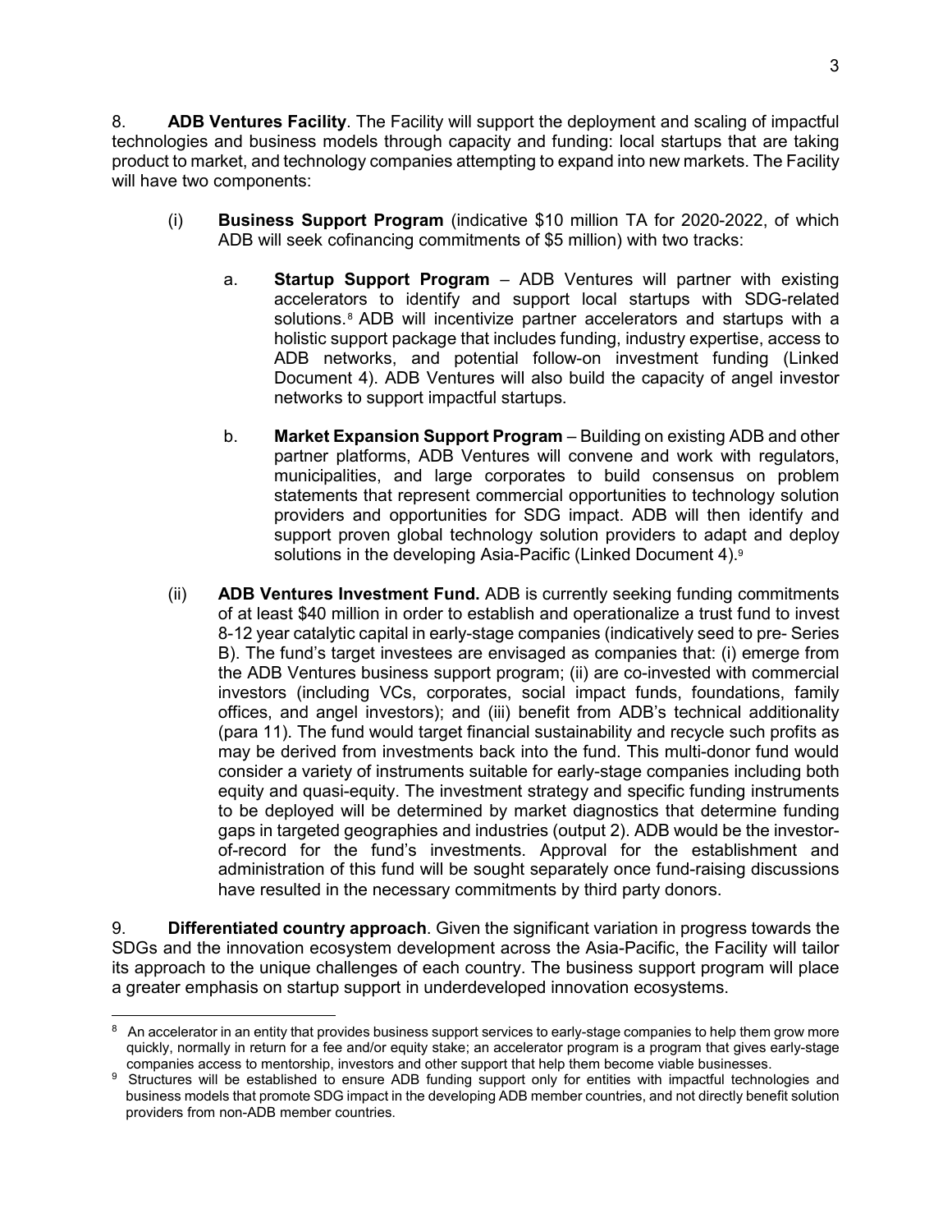8. **ADB Ventures Facility**. The Facility will support the deployment and scaling of impactful technologies and business models through capacity and funding: local startups that are taking product to market, and technology companies attempting to expand into new markets. The Facility will have two components:

(i) **Business Support Program** (indicative $10 million TA for 2020-2022, of which ADB will seek cofinancing commitments of $5 million) with two tracks:

a. **Startup Support Program** – ADB Ventures will partner with existing accelerators to identify and support local startups with SDG-related solutions.[8] ADB will incentivize partner accelerators and startups with a holistic support package that includes funding, industry expertise, access to ADB networks, and potential follow-on investment funding (Linked Document 4). ADB Ventures will also build the capacity of angel investor networks to support impactful startups.

b. **Market Expansion Support Program** – Building on existing ADB and other partner platforms, ADB Ventures will convene and work with regulators, municipalities, and large corporates to build consensus on problem statements that represent commercial opportunities to technology solution providers and opportunities for SDG impact. ADB will then identify and support proven global technology solution providers to adapt and deploy solutions in the developing Asia-Pacific (Linked Document 4).[9]

(ii) **ADB Ventures Investment Fund.** ADB is currently seeking funding commitments of at least $40 million in order to establish and operationalize a trust fund to invest 8-12 year catalytic capital in early-stage companies (indicatively seed to pre- Series B). The fund's target investees are envisaged as companies that: (i) emerge from the ADB Ventures business support program; (ii) are co-invested with commercial investors (including VCs, corporates, social impact funds, foundations, family offices, and angel investors); and (iii) benefit from ADB's technical additionality (para 11). The fund would target financial sustainability and recycle such profits as may be derived from investments back into the fund. This multi-donor fund would consider a variety of instruments suitable for early-stage companies including both equity and quasi-equity. The investment strategy and specific funding instruments to be deployed will be determined by market diagnostics that determine funding gaps in targeted geographies and industries (output 2). ADB would be the investor-of-record for the fund's investments. Approval for the establishment and administration of this fund will be sought separately once fund-raising discussions have resulted in the necessary commitments by third party donors.

9. **Differentiated country approach**. Given the significant variation in progress towards the SDGs and the innovation ecosystem development across the Asia-Pacific, the Facility will tailor its approach to the unique challenges of each country. The business support program will place a greater emphasis on startup support in underdeveloped innovation ecosystems.

---

[8] An accelerator in an entity that provides business support services to early-stage companies to help them grow more quickly, normally in return for a fee and/or equity stake; an accelerator program is a program that gives early-stage companies access to mentorship, investors and other support that help them become viable businesses.

[9] Structures will be established to ensure ADB funding support only for entities with impactful technologies and business models that promote SDG impact in the developing ADB member countries, and not directly benefit solution providers from non-ADB member countries.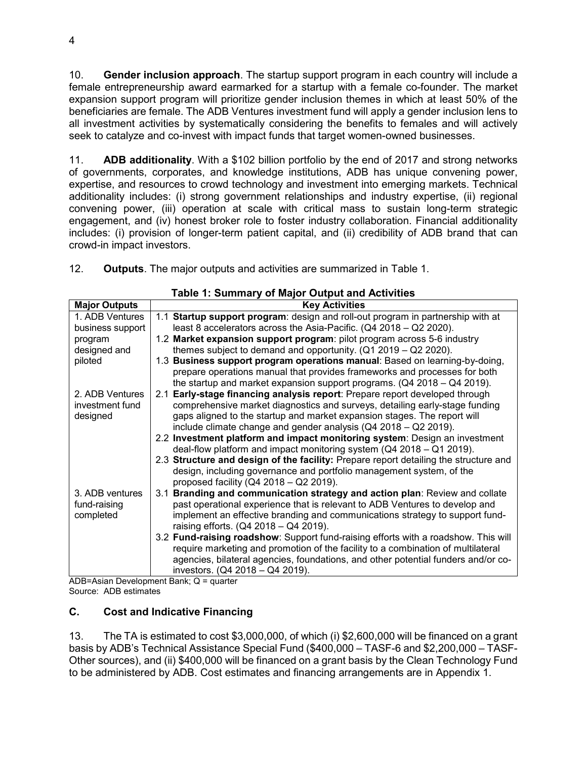10. **Gender inclusion approach**. The startup support program in each country will include a female entrepreneurship award earmarked for a startup with a female co-founder. The market expansion support program will prioritize gender inclusion themes in which at least 50% of the beneficiaries are female. The ADB Ventures investment fund will apply a gender inclusion lens to all investment activities by systematically considering the benefits to females and will actively seek to catalyze and co-invest with impact funds that target women-owned businesses.

11. **ADB additionality**. With a $102 billion portfolio by the end of 2017 and strong networks of governments, corporates, and knowledge institutions, ADB has unique convening power, expertise, and resources to crowd technology and investment into emerging markets. Technical additionality includes: (i) strong government relationships and industry expertise, (ii) regional convening power, (iii) operation at scale with critical mass to sustain long-term strategic engagement, and (iv) honest broker role to foster industry collaboration. Financial additionality includes: (i) provision of longer-term patient capital, and (ii) credibility of ADB brand that can crowd-in impact investors.

12. **Outputs**. The major outputs and activities are summarized in Table 1.

**Table 1: Summary of Major Output and Activities**

| Major Outputs | Key Activities |
|---|---|
| 1. ADB Ventures business support program designed and piloted | 1.1 **Startup support program**: design and roll-out program in partnership with at least 8 accelerators across the Asia-Pacific. (Q4 2018 – Q2 2020).<br>1.2 **Market expansion support program**: pilot program across 5-6 industry themes subject to demand and opportunity. (Q1 2019 – Q2 2020).<br>1.3 **Business support program operations manual**: Based on learning-by-doing, prepare operations manual that provides frameworks and processes for both the startup and market expansion support programs. (Q4 2018 – Q4 2019). |
| 2. ADB Ventures investment fund designed | 2.1 **Early-stage financing analysis report**: Prepare report developed through comprehensive market diagnostics and surveys, detailing early-stage funding gaps aligned to the startup and market expansion stages. The report will include climate change and gender analysis (Q4 2018 – Q2 2019).<br>2.2 **Investment platform and impact monitoring system**: Design an investment deal-flow platform and impact monitoring system (Q4 2018 – Q1 2019).<br>2.3 **Structure and design of the facility:** Prepare report detailing the structure and design, including governance and portfolio management system, of the proposed facility (Q4 2018 – Q2 2019). |
| 3. ADB ventures fund-raising completed | 3.1 **Branding and communication strategy and action plan**: Review and collate past operational experience that is relevant to ADB Ventures to develop and implement an effective branding and communications strategy to support fund-raising efforts. (Q4 2018 – Q4 2019).<br>3.2 **Fund-raising roadshow**: Support fund-raising efforts with a roadshow. This will require marketing and promotion of the facility to a combination of multilateral agencies, bilateral agencies, foundations, and other potential funders and/or co-investors. (Q4 2018 – Q4 2019). |

ADB=Asian Development Bank; Q = quarter
Source: ADB estimates

## C. Cost and Indicative Financing

13. The TA is estimated to cost $3,000,000, of which (i) $2,600,000 will be financed on a grant basis by ADB's Technical Assistance Special Fund ($400,000 – TASF-6 and $2,200,000 – TASF-Other sources), and (ii) $400,000 will be financed on a grant basis by the Clean Technology Fund to be administered by ADB. Cost estimates and financing arrangements are in Appendix 1.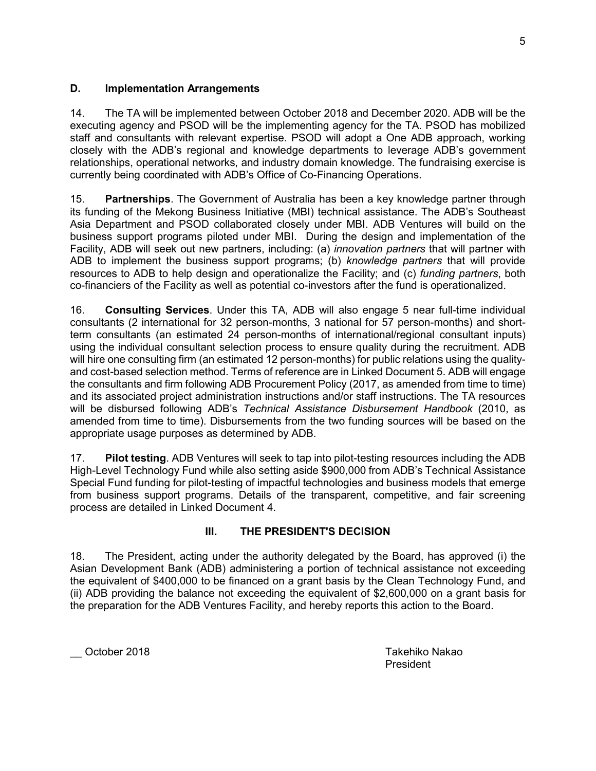### D. Implementation Arrangements

14. The TA will be implemented between October 2018 and December 2020. ADB will be the executing agency and PSOD will be the implementing agency for the TA. PSOD has mobilized staff and consultants with relevant expertise. PSOD will adopt a One ADB approach, working closely with the ADB's regional and knowledge departments to leverage ADB's government relationships, operational networks, and industry domain knowledge. The fundraising exercise is currently being coordinated with ADB's Office of Co-Financing Operations.

15. **Partnerships**. The Government of Australia has been a key knowledge partner through its funding of the Mekong Business Initiative (MBI) technical assistance. The ADB's Southeast Asia Department and PSOD collaborated closely under MBI. ADB Ventures will build on the business support programs piloted under MBI. During the design and implementation of the Facility, ADB will seek out new partners, including: (a) *innovation partners* that will partner with ADB to implement the business support programs; (b) *knowledge partners* that will provide resources to ADB to help design and operationalize the Facility; and (c) *funding partners*, both co-financiers of the Facility as well as potential co-investors after the fund is operationalized.

16. **Consulting Services**. Under this TA, ADB will also engage 5 near full-time individual consultants (2 international for 32 person-months, 3 national for 57 person-months) and short-term consultants (an estimated 24 person-months of international/regional consultant inputs) using the individual consultant selection process to ensure quality during the recruitment. ADB will hire one consulting firm (an estimated 12 person-months) for public relations using the quality- and cost-based selection method. Terms of reference are in Linked Document 5. ADB will engage the consultants and firm following ADB Procurement Policy (2017, as amended from time to time) and its associated project administration instructions and/or staff instructions. The TA resources will be disbursed following ADB's *Technical Assistance Disbursement Handbook* (2010, as amended from time to time). Disbursements from the two funding sources will be based on the appropriate usage purposes as determined by ADB.

17. **Pilot testing**. ADB Ventures will seek to tap into pilot-testing resources including the ADB High-Level Technology Fund while also setting aside $900,000 from ADB's Technical Assistance Special Fund funding for pilot-testing of impactful technologies and business models that emerge from business support programs. Details of the transparent, competitive, and fair screening process are detailed in Linked Document 4.

## III. THE PRESIDENT'S DECISION

18. The President, acting under the authority delegated by the Board, has approved (i) the Asian Development Bank (ADB) administering a portion of technical assistance not exceeding the equivalent of $400,000 to be financed on a grant basis by the Clean Technology Fund, and (ii) ADB providing the balance not exceeding the equivalent of $2,600,000 on a grant basis for the preparation for the ADB Ventures Facility, and hereby reports this action to the Board.

__ October 2018

Takehiko Nakao
President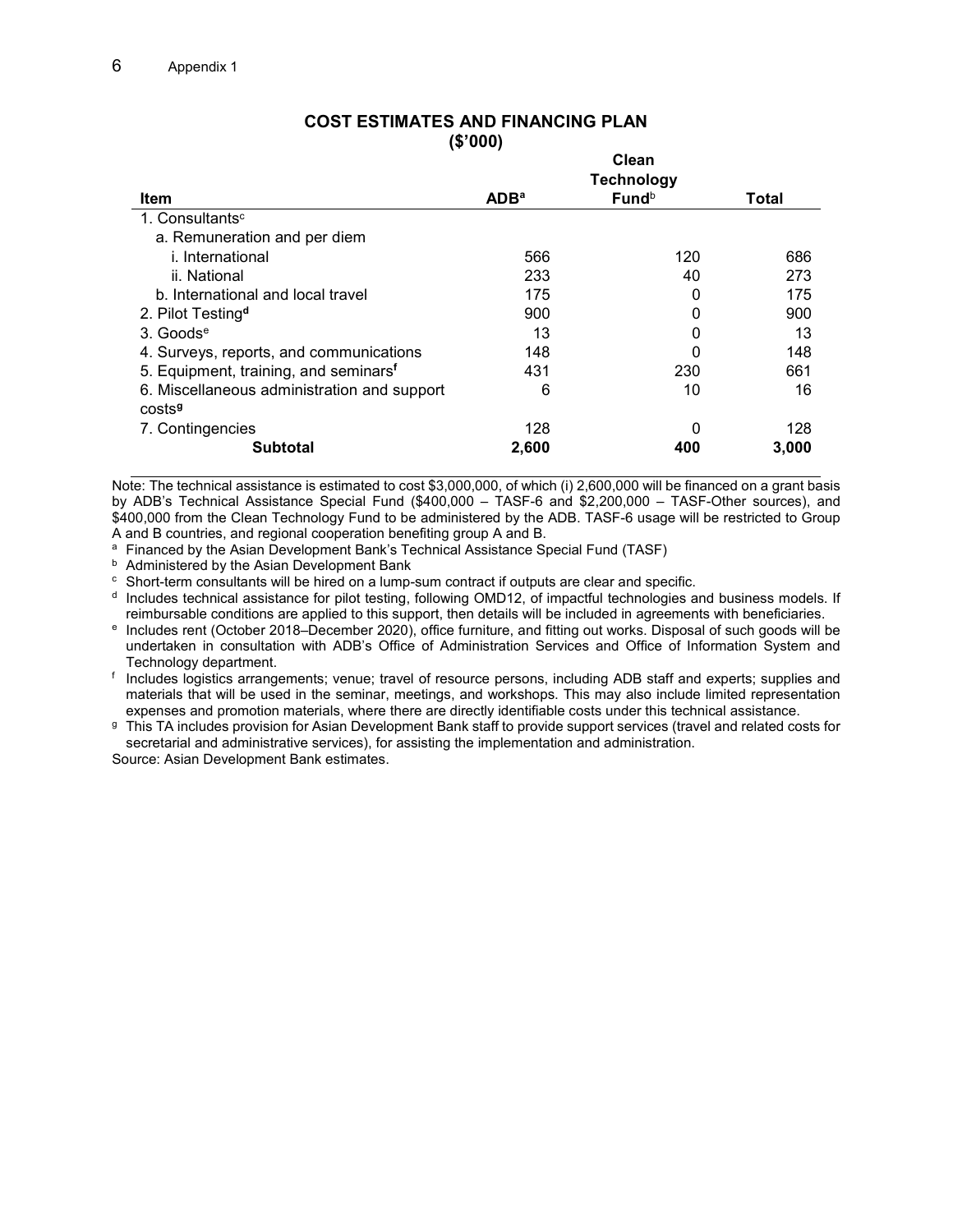## COST ESTIMATES AND FINANCING PLAN
## ($'000)

| Item | ADB[a] | Clean Technology Fund[b] | Total |
|---|---|---|---|
| 1. Consultants[c] | | | |
| a. Remuneration and per diem | | | |
| i. International | 566 | 120 | 686 |
| ii. National | 233 | 40 | 273 |
| b. International and local travel | 175 | 0 | 175 |
| 2. Pilot Testing[d] | 900 | 0 | 900 |
| 3. Goods[e] | 13 | 0 | 13 |
| 4. Surveys, reports, and communications | 148 | 0 | 148 |
| 5. Equipment, training, and seminars[f] | 431 | 230 | 661 |
| 6. Miscellaneous administration and support costs[g] | 6 | 10 | 16 |
| 7. Contingencies | 128 | 0 | 128 |
| **Subtotal** | **2,600** | **400** | **3,000** |

Note: The technical assistance is estimated to cost $3,000,000, of which (i) 2,600,000 will be financed on a grant basis by ADB's Technical Assistance Special Fund ($400,000 – TASF-6 and $2,200,000 – TASF-Other sources), and $400,000 from the Clean Technology Fund to be administered by the ADB. TASF-6 usage will be restricted to Group A and B countries, and regional cooperation benefiting group A and B.

[a] Financed by the Asian Development Bank's Technical Assistance Special Fund (TASF)

[b] Administered by the Asian Development Bank

[c] Short-term consultants will be hired on a lump-sum contract if outputs are clear and specific.

[d] Includes technical assistance for pilot testing, following OMD12, of impactful technologies and business models. If reimbursable conditions are applied to this support, then details will be included in agreements with beneficiaries.

[e] Includes rent (October 2018–December 2020), office furniture, and fitting out works. Disposal of such goods will be undertaken in consultation with ADB's Office of Administration Services and Office of Information System and Technology department.

[f] Includes logistics arrangements; venue; travel of resource persons, including ADB staff and experts; supplies and materials that will be used in the seminar, meetings, and workshops. This may also include limited representation expenses and promotion materials, where there are directly identifiable costs under this technical assistance.

[g] This TA includes provision for Asian Development Bank staff to provide support services (travel and related costs for secretarial and administrative services), for assisting the implementation and administration.

Source: Asian Development Bank estimates.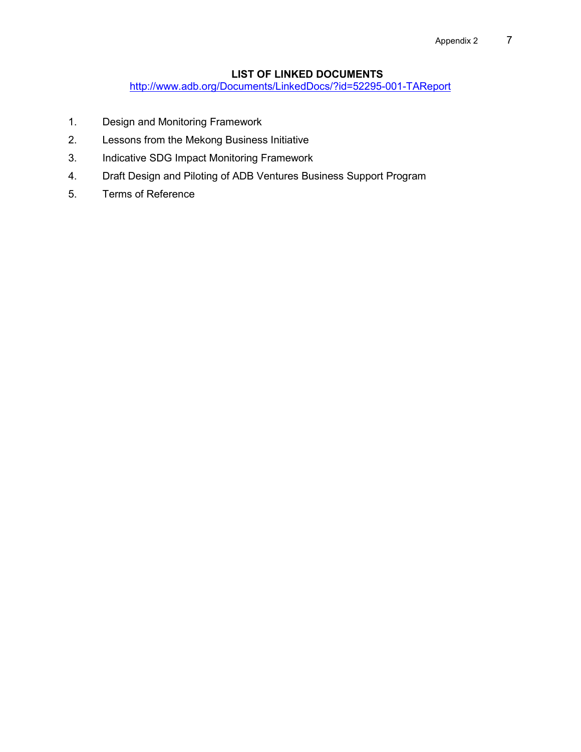# LIST OF LINKED DOCUMENTS

http://www.adb.org/Documents/LinkedDocs/?id=52295-001-TAReport

1. Design and Monitoring Framework
2. Lessons from the Mekong Business Initiative
3. Indicative SDG Impact Monitoring Framework
4. Draft Design and Piloting of ADB Ventures Business Support Program
5. Terms of Reference